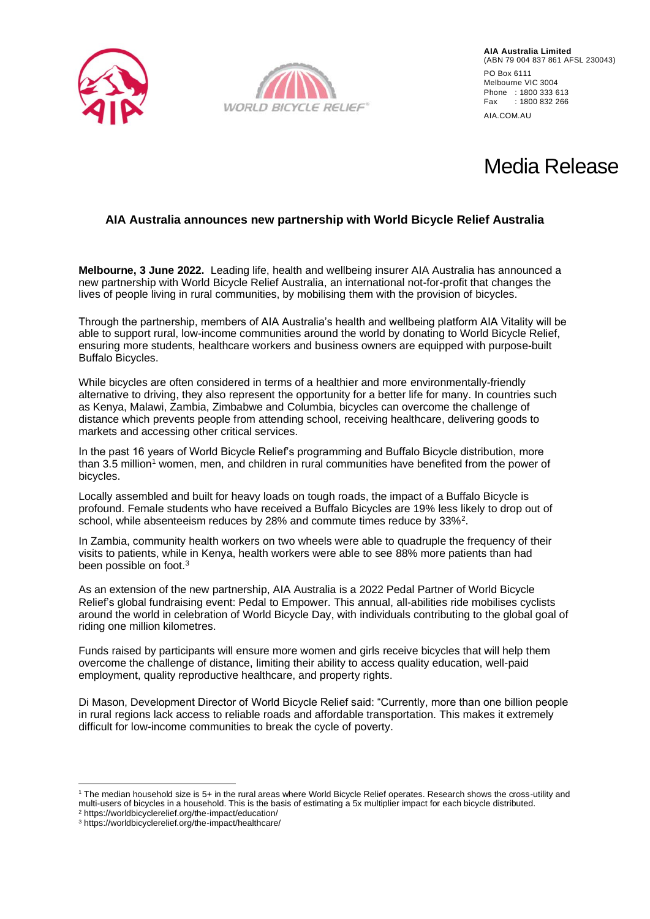**AIA Australia Limited**
(ABN 79 004 837 861 AFSL 230043)

PO Box 6111
Melbourne VIC 3004
Phone : 1800 333 613
Fax : 1800 832 266

AIA.COM.AU

# Media Release

## AIA Australia announces new partnership with World Bicycle Relief Australia

**Melbourne, 3 June 2022.** Leading life, health and wellbeing insurer AIA Australia has announced a new partnership with World Bicycle Relief Australia, an international not-for-profit that changes the lives of people living in rural communities, by mobilising them with the provision of bicycles.

Through the partnership, members of AIA Australia's health and wellbeing platform AIA Vitality will be able to support rural, low-income communities around the world by donating to World Bicycle Relief, ensuring more students, healthcare workers and business owners are equipped with purpose-built Buffalo Bicycles.

While bicycles are often considered in terms of a healthier and more environmentally-friendly alternative to driving, they also represent the opportunity for a better life for many. In countries such as Kenya, Malawi, Zambia, Zimbabwe and Columbia, bicycles can overcome the challenge of distance which prevents people from attending school, receiving healthcare, delivering goods to markets and accessing other critical services.

In the past 16 years of World Bicycle Relief's programming and Buffalo Bicycle distribution, more than 3.5 million[1] women, men, and children in rural communities have benefited from the power of bicycles.

Locally assembled and built for heavy loads on tough roads, the impact of a Buffalo Bicycle is profound. Female students who have received a Buffalo Bicycles are 19% less likely to drop out of school, while absenteeism reduces by 28% and commute times reduce by 33%[2].

In Zambia, community health workers on two wheels were able to quadruple the frequency of their visits to patients, while in Kenya, health workers were able to see 88% more patients than had been possible on foot.[3]

As an extension of the new partnership, AIA Australia is a 2022 Pedal Partner of World Bicycle Relief's global fundraising event: Pedal to Empower. This annual, all-abilities ride mobilises cyclists around the world in celebration of World Bicycle Day, with individuals contributing to the global goal of riding one million kilometres.

Funds raised by participants will ensure more women and girls receive bicycles that will help them overcome the challenge of distance, limiting their ability to access quality education, well-paid employment, quality reproductive healthcare, and property rights.

Di Mason, Development Director of World Bicycle Relief said: "Currently, more than one billion people in rural regions lack access to reliable roads and affordable transportation. This makes it extremely difficult for low-income communities to break the cycle of poverty.

---

[1] The median household size is 5+ in the rural areas where World Bicycle Relief operates. Research shows the cross-utility and multi-users of bicycles in a household. This is the basis of estimating a 5x multiplier impact for each bicycle distributed.

[2] https://worldbicyclerelief.org/the-impact/education/

[3] https://worldbicyclerelief.org/the-impact/healthcare/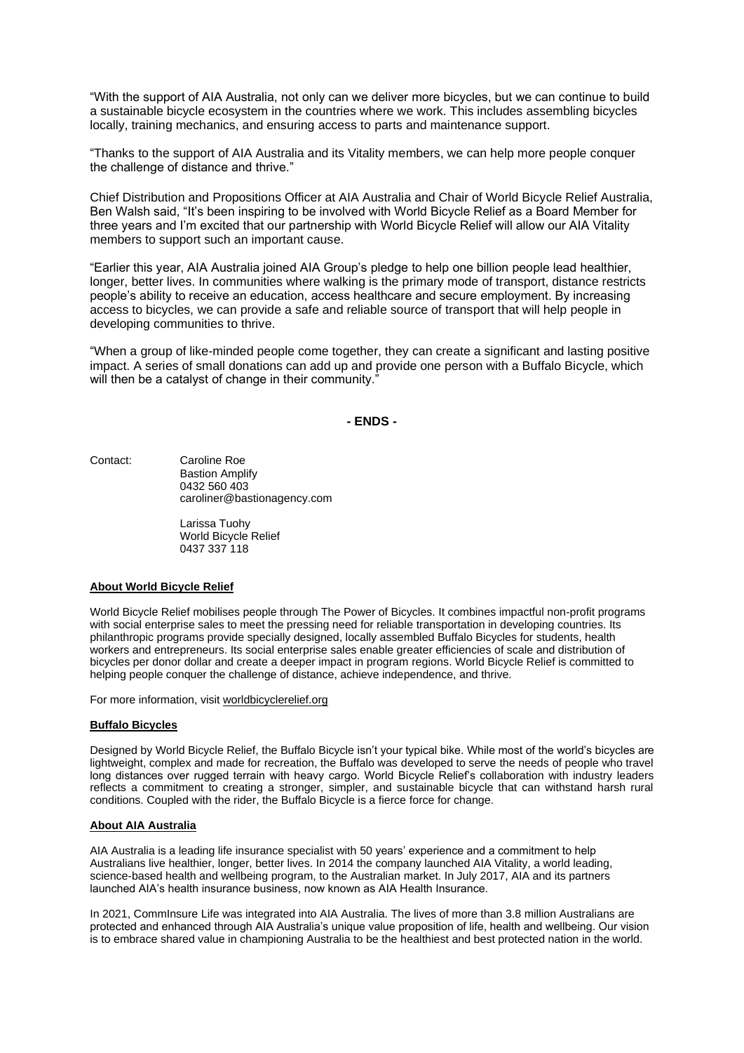"With the support of AIA Australia, not only can we deliver more bicycles, but we can continue to build a sustainable bicycle ecosystem in the countries where we work. This includes assembling bicycles locally, training mechanics, and ensuring access to parts and maintenance support.

"Thanks to the support of AIA Australia and its Vitality members, we can help more people conquer the challenge of distance and thrive."

Chief Distribution and Propositions Officer at AIA Australia and Chair of World Bicycle Relief Australia, Ben Walsh said, "It's been inspiring to be involved with World Bicycle Relief as a Board Member for three years and I'm excited that our partnership with World Bicycle Relief will allow our AIA Vitality members to support such an important cause.

"Earlier this year, AIA Australia joined AIA Group's pledge to help one billion people lead healthier, longer, better lives. In communities where walking is the primary mode of transport, distance restricts people's ability to receive an education, access healthcare and secure employment. By increasing access to bicycles, we can provide a safe and reliable source of transport that will help people in developing communities to thrive.

"When a group of like-minded people come together, they can create a significant and lasting positive impact. A series of small donations can add up and provide one person with a Buffalo Bicycle, which will then be a catalyst of change in their community."

**- ENDS -**

Contact: Caroline Roe
Bastion Amplify
0432 560 403
caroliner@bastionagency.com

Larissa Tuohy
World Bicycle Relief
0437 337 118

**About World Bicycle Relief**

World Bicycle Relief mobilises people through The Power of Bicycles. It combines impactful non-profit programs with social enterprise sales to meet the pressing need for reliable transportation in developing countries. Its philanthropic programs provide specially designed, locally assembled Buffalo Bicycles for students, health workers and entrepreneurs. Its social enterprise sales enable greater efficiencies of scale and distribution of bicycles per donor dollar and create a deeper impact in program regions. World Bicycle Relief is committed to helping people conquer the challenge of distance, achieve independence, and thrive.

For more information, visit worldbicyclerelief.org

**Buffalo Bicycles**

Designed by World Bicycle Relief, the Buffalo Bicycle isn't your typical bike. While most of the world's bicycles are lightweight, complex and made for recreation, the Buffalo was developed to serve the needs of people who travel long distances over rugged terrain with heavy cargo. World Bicycle Relief's collaboration with industry leaders reflects a commitment to creating a stronger, simpler, and sustainable bicycle that can withstand harsh rural conditions. Coupled with the rider, the Buffalo Bicycle is a fierce force for change.

**About AIA Australia**

AIA Australia is a leading life insurance specialist with 50 years' experience and a commitment to help Australians live healthier, longer, better lives. In 2014 the company launched AIA Vitality, a world leading, science-based health and wellbeing program, to the Australian market. In July 2017, AIA and its partners launched AIA's health insurance business, now known as AIA Health Insurance.

In 2021, CommInsure Life was integrated into AIA Australia. The lives of more than 3.8 million Australians are protected and enhanced through AIA Australia's unique value proposition of life, health and wellbeing. Our vision is to embrace shared value in championing Australia to be the healthiest and best protected nation in the world.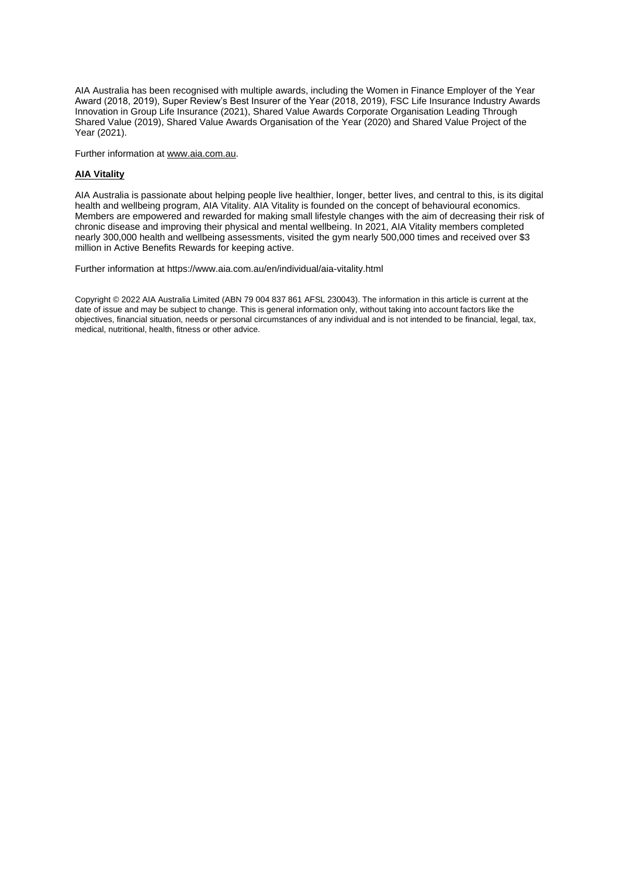AIA Australia has been recognised with multiple awards, including the Women in Finance Employer of the Year Award (2018, 2019), Super Review's Best Insurer of the Year (2018, 2019), FSC Life Insurance Industry Awards Innovation in Group Life Insurance (2021), Shared Value Awards Corporate Organisation Leading Through Shared Value (2019), Shared Value Awards Organisation of the Year (2020) and Shared Value Project of the Year (2021).

Further information at www.aia.com.au.

**AIA Vitality**

AIA Australia is passionate about helping people live healthier, longer, better lives, and central to this, is its digital health and wellbeing program, AIA Vitality. AIA Vitality is founded on the concept of behavioural economics. Members are empowered and rewarded for making small lifestyle changes with the aim of decreasing their risk of chronic disease and improving their physical and mental wellbeing. In 2021, AIA Vitality members completed nearly 300,000 health and wellbeing assessments, visited the gym nearly 500,000 times and received over $3 million in Active Benefits Rewards for keeping active.

Further information at https://www.aia.com.au/en/individual/aia-vitality.html

Copyright © 2022 AIA Australia Limited (ABN 79 004 837 861 AFSL 230043). The information in this article is current at the date of issue and may be subject to change. This is general information only, without taking into account factors like the objectives, financial situation, needs or personal circumstances of any individual and is not intended to be financial, legal, tax, medical, nutritional, health, fitness or other advice.